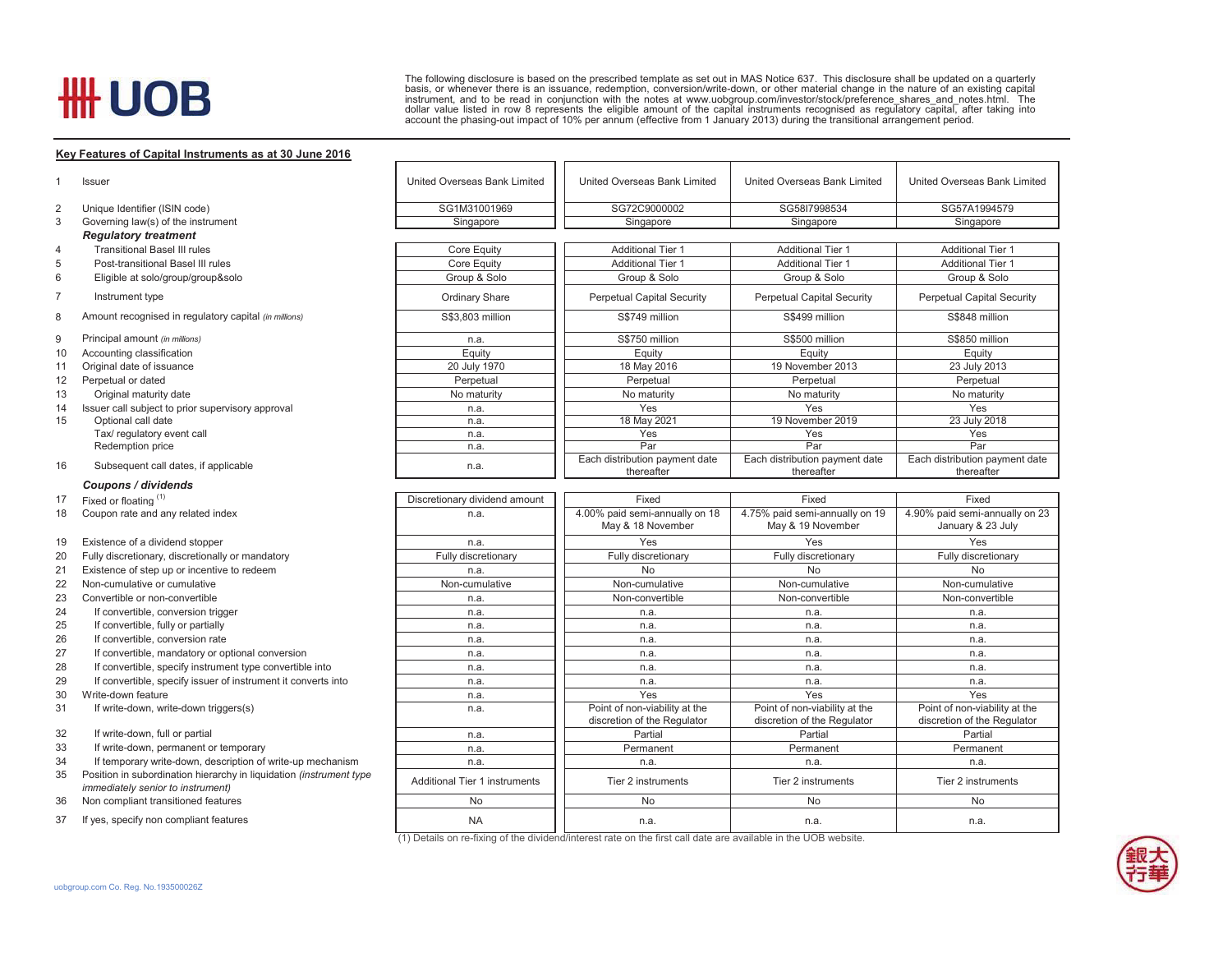The following disclosure is based on the prescribed template as set out in MAS Notice 637. This disclosure shall be updated on a quarterly basis, or whenever there is an issuance, redemption, conversion/write-down, or other material change in the nature of an existing capital instrument, and to be read in conjunction with the notes at www.uobgroup.com/investor/stock/preference_shares_and_notes.html. The dollar value listed in row 8 represents the eligible amount of the capital instruments recognised as regulatory capital, after taking into account the phasing-out impact of 10% per annum (effective from 1 January 2013) during the transitional arrangement period.

## Key Features of Capital Instruments as at 30 June 2016

| | | | | | |
|---|---|---|---|---|---|
| 1 | Issuer | United Overseas Bank Limited | United Overseas Bank Limited | United Overseas Bank Limited | United Overseas Bank Limited |
| 2 | Unique Identifier (ISIN code) | SG1M31001969 | SG72C9000002 | SG58I7998534 | SG57A1994579 |
| 3 | Governing law(s) of the instrument | Singapore | Singapore | Singapore | Singapore |
| | ***Regulatory treatment*** | | | | |
| 4 | Transitional Basel III rules | Core Equity | Additional Tier 1 | Additional Tier 1 | Additional Tier 1 |
| 5 | Post-transitional Basel III rules | Core Equity | Additional Tier 1 | Additional Tier 1 | Additional Tier 1 |
| 6 | Eligible at solo/group/group&solo | Group & Solo | Group & Solo | Group & Solo | Group & Solo |
| 7 | Instrument type | Ordinary Share | Perpetual Capital Security | Perpetual Capital Security | Perpetual Capital Security |
| 8 | Amount recognised in regulatory capital *(in millions)* | S$3,803 million | S$749 million | S$499 million | S$848 million |
| 9 | Principal amount *(in millions)* | n.a. | S$750 million | S$500 million | S$850 million |
| 10 | Accounting classification | Equity | Equity | Equity | Equity |
| 11 | Original date of issuance | 20 July 1970 | 18 May 2016 | 19 November 2013 | 23 July 2013 |
| 12 | Perpetual or dated | Perpetual | Perpetual | Perpetual | Perpetual |
| 13 | Original maturity date | No maturity | No maturity | No maturity | No maturity |
| 14 | Issuer call subject to prior supervisory approval | n.a. | Yes | Yes | Yes |
| 15 | Optional call date | n.a. | 18 May 2021 | 19 November 2019 | 23 July 2018 |
| | Tax/ regulatory event call | n.a. | Yes | Yes | Yes |
| | Redemption price | n.a. | Par | Par | Par |
| 16 | Subsequent call dates, if applicable | n.a. | Each distribution payment date thereafter | Each distribution payment date thereafter | Each distribution payment date thereafter |
| | ***Coupons / dividends*** | | | | |
| 17 | Fixed or floating [(1)] | Discretionary dividend amount | Fixed | Fixed | Fixed |
| 18 | Coupon rate and any related index | n.a. | 4.00% paid semi-annually on 18 May & 18 November | 4.75% paid semi-annually on 19 May & 19 November | 4.90% paid semi-annually on 23 January & 23 July |
| 19 | Existence of a dividend stopper | n.a. | Yes | Yes | Yes |
| 20 | Fully discretionary, discretionally or mandatory | Fully discretionary | Fully discretionary | Fully discretionary | Fully discretionary |
| 21 | Existence of step up or incentive to redeem | n.a. | No | No | No |
| 22 | Non-cumulative or cumulative | Non-cumulative | Non-cumulative | Non-cumulative | Non-cumulative |
| 23 | Convertible or non-convertible | n.a. | Non-convertible | Non-convertible | Non-convertible |
| 24 | If convertible, conversion trigger | n.a. | n.a. | n.a. | n.a. |
| 25 | If convertible, fully or partially | n.a. | n.a. | n.a. | n.a. |
| 26 | If convertible, conversion rate | n.a. | n.a. | n.a. | n.a. |
| 27 | If convertible, mandatory or optional conversion | n.a. | n.a. | n.a. | n.a. |
| 28 | If convertible, specify instrument type convertible into | n.a. | n.a. | n.a. | n.a. |
| 29 | If convertible, specify issuer of instrument it converts into | n.a. | n.a. | n.a. | n.a. |
| 30 | Write-down feature | n.a. | Yes | Yes | Yes |
| 31 | If write-down, write-down triggers(s) | n.a. | Point of non-viability at the discretion of the Regulator | Point of non-viability at the discretion of the Regulator | Point of non-viability at the discretion of the Regulator |
| 32 | If write-down, full or partial | n.a. | Partial | Partial | Partial |
| 33 | If write-down, permanent or temporary | n.a. | Permanent | Permanent | Permanent |
| 34 | If temporary write-down, description of write-up mechanism | n.a. | n.a. | n.a. | n.a. |
| 35 | Position in subordination hierarchy in liquidation *(instrument type immediately senior to instrument)* | Additional Tier 1 instruments | Tier 2 instruments | Tier 2 instruments | Tier 2 instruments |
| 36 | Non compliant transitioned features | No | No | No | No |
| 37 | If yes, specify non compliant features | NA | n.a. | n.a. | n.a. |

(1) Details on re-fixing of the dividend/interest rate on the first call date are available in the UOB website.

uobgroup.com Co. Reg. No.193500026Z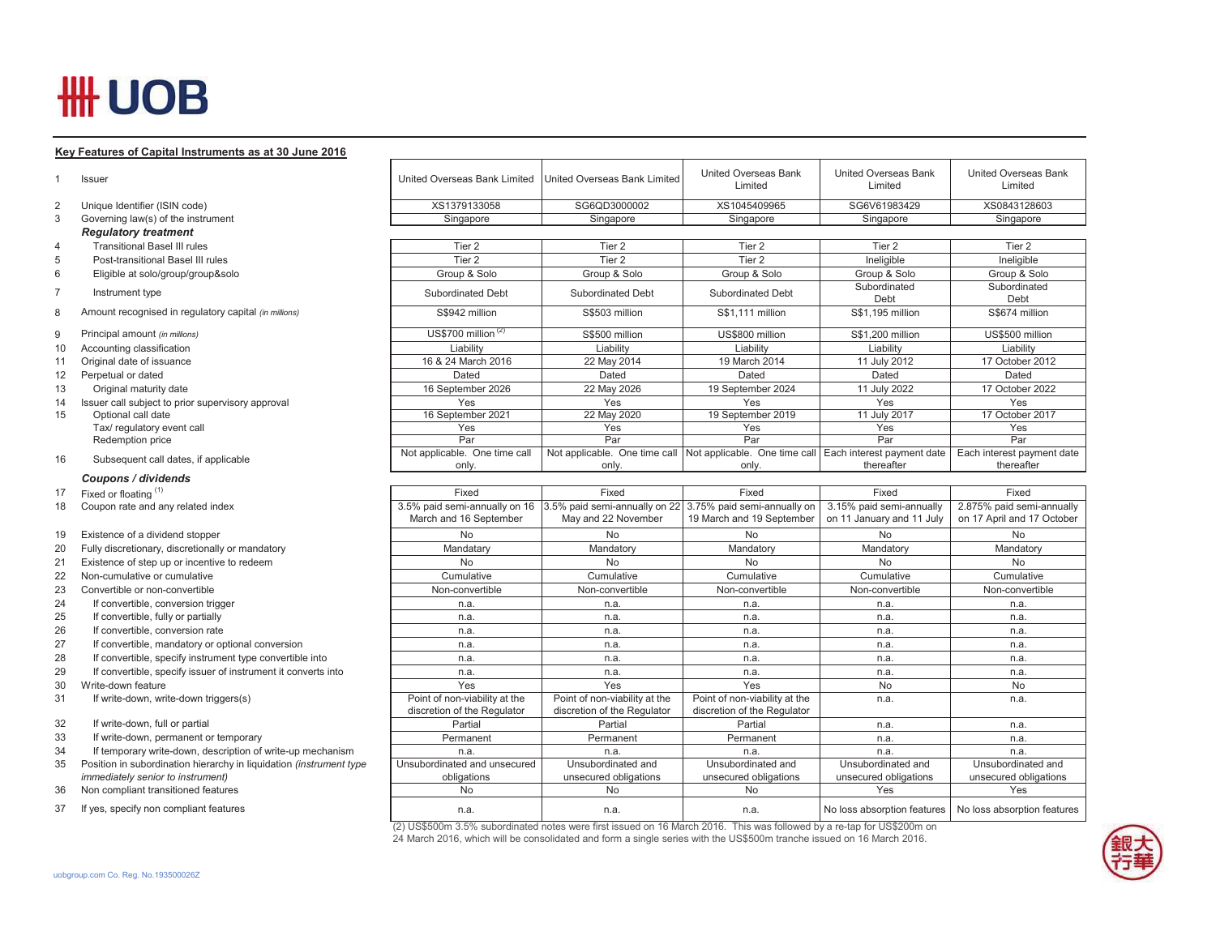## Key Features of Capital Instruments as at 30 June 2016

| | | | | | | |
|---|---|---|---|---|---|---|
| 1 | Issuer | United Overseas Bank Limited | United Overseas Bank Limited | United Overseas Bank Limited | United Overseas Bank Limited | United Overseas Bank Limited |
| 2 | Unique Identifier (ISIN code) | XS1379133058 | SG6QD3000002 | XS1045409965 | SG6V61983429 | XS0843128603 |
| 3 | Governing law(s) of the instrument | Singapore | Singapore | Singapore | Singapore | Singapore |
| | ***Regulatory treatment*** | | | | | |
| 4 | Transitional Basel III rules | Tier 2 | Tier 2 | Tier 2 | Tier 2 | Tier 2 |
| 5 | Post-transitional Basel III rules | Tier 2 | Tier 2 | Tier 2 | Ineligible | Ineligible |
| 6 | Eligible at solo/group/group&solo | Group & Solo | Group & Solo | Group & Solo | Group & Solo | Group & Solo |
| 7 | Instrument type | Subordinated Debt | Subordinated Debt | Subordinated Debt | Subordinated Debt | Subordinated Debt |
| 8 | Amount recognised in regulatory capital *(in millions)* | S$942 million | S$503 million | S$1,111 million | S$1,195 million | S$674 million |
| 9 | Principal amount *(in millions)* | US$700 million (2) | S$500 million | US$800 million | S$1,200 million | US$500 million |
| 10 | Accounting classification | Liability | Liability | Liability | Liability | Liability |
| 11 | Original date of issuance | 16 & 24 March 2016 | 22 May 2014 | 19 March 2014 | 11 July 2012 | 17 October 2012 |
| 12 | Perpetual or dated | Dated | Dated | Dated | Dated | Dated |
| 13 | Original maturity date | 16 September 2026 | 22 May 2026 | 19 September 2024 | 11 July 2022 | 17 October 2022 |
| 14 | Issuer call subject to prior supervisory approval | Yes | Yes | Yes | Yes | Yes |
| 15 | Optional call date | 16 September 2021 | 22 May 2020 | 19 September 2019 | 11 July 2017 | 17 October 2017 |
| | Tax/ regulatory event call | Yes | Yes | Yes | Yes | Yes |
| | Redemption price | Par | Par | Par | Par | Par |
| 16 | Subsequent call dates, if applicable | Not applicable. One time call only. | Not applicable. One time call only. | Not applicable. One time call only. | Each interest payment date thereafter | Each interest payment date thereafter |
| | ***Coupons / dividends*** | | | | | |
| 17 | Fixed or floating (1) | Fixed | Fixed | Fixed | Fixed | Fixed |
| 18 | Coupon rate and any related index | 3.5% paid semi-annually on 16 March and 16 September | 3.5% paid semi-annually on 22 May and 22 November | 3.75% paid semi-annually on 19 March and 19 September | 3.15% paid semi-annually on 11 January and 11 July | 2.875% paid semi-annually on 17 April and 17 October |
| 19 | Existence of a dividend stopper | No | No | No | No | No |
| 20 | Fully discretionary, discretionally or mandatory | Mandatory | Mandatory | Mandatory | Mandatory | Mandatory |
| 21 | Existence of step up or incentive to redeem | No | No | No | No | No |
| 22 | Non-cumulative or cumulative | Cumulative | Cumulative | Cumulative | Cumulative | Cumulative |
| 23 | Convertible or non-convertible | Non-convertible | Non-convertible | Non-convertible | Non-convertible | Non-convertible |
| 24 | If convertible, conversion trigger | n.a. | n.a. | n.a. | n.a. | n.a. |
| 25 | If convertible, fully or partially | n.a. | n.a. | n.a. | n.a. | n.a. |
| 26 | If convertible, conversion rate | n.a. | n.a. | n.a. | n.a. | n.a. |
| 27 | If convertible, mandatory or optional conversion | n.a. | n.a. | n.a. | n.a. | n.a. |
| 28 | If convertible, specify instrument type convertible into | n.a. | n.a. | n.a. | n.a. | n.a. |
| 29 | If convertible, specify issuer of instrument it converts into | n.a. | n.a. | n.a. | n.a. | n.a. |
| 30 | Write-down feature | Yes | Yes | Yes | No | No |
| 31 | If write-down, write-down triggers(s) | Point of non-viability at the discretion of the Regulator | Point of non-viability at the discretion of the Regulator | Point of non-viability at the discretion of the Regulator | n.a. | n.a. |
| 32 | If write-down, full or partial | Partial | Partial | Partial | n.a. | n.a. |
| 33 | If write-down, permanent or temporary | Permanent | Permanent | Permanent | n.a. | n.a. |
| 34 | If temporary write-down, description of write-up mechanism | n.a. | n.a. | n.a. | n.a. | n.a. |
| 35 | Position in subordination hierarchy in liquidation *(instrument type immediately senior to instrument)* | Unsubordinated and unsecured obligations | Unsubordinated and unsecured obligations | Unsubordinated and unsecured obligations | Unsubordinated and unsecured obligations | Unsubordinated and unsecured obligations |
| 36 | Non compliant transitioned features | No | No | No | Yes | Yes |
| 37 | If yes, specify non compliant features | n.a. | n.a. | n.a. | No loss absorption features | No loss absorption features |

(2) US$500m 3.5% subordinated notes were first issued on 16 March 2016. This was followed by a re-tap for US$200m on 24 March 2016, which will be consolidated and form a single series with the US$500m tranche issued on 16 March 2016.

uobgroup.com Co. Reg. No.193500026Z